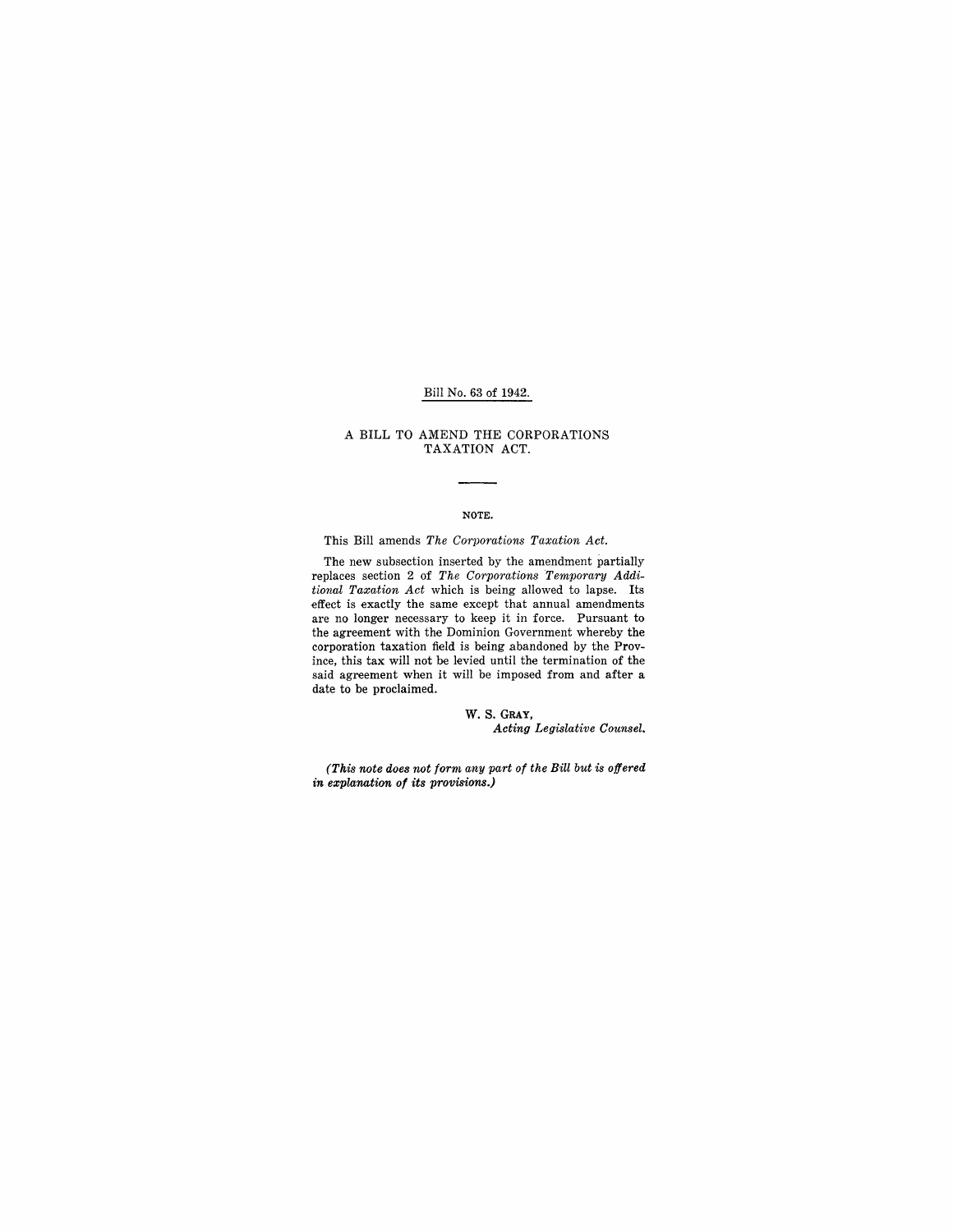Bill No. 63 of 1942.

# A BILL TO AMEND THE CORPORATIONS TAXATION ACT.

## NOTE.

This Bill amends *The Corporations Taxation Act.*

The new subsection inserted by the amendment partially replaces section 2 of *The Corporations Temporary Additional Taxation Act* which is being allowed to lapse. Its effect is exactly the same except that annual amendments are no longer necessary to keep it in force. Pursuant to the agreement with the Dominion Government whereby the corporation taxation field is being abandoned by the Province, this tax will not be levied until the termination of the said agreement when it will be imposed from and after a date to be proclaimed.

W. S. GRAY,
*Acting Legislative Counsel.*

*(This note does not form any part of the Bill but is offered in explanation of its provisions.)*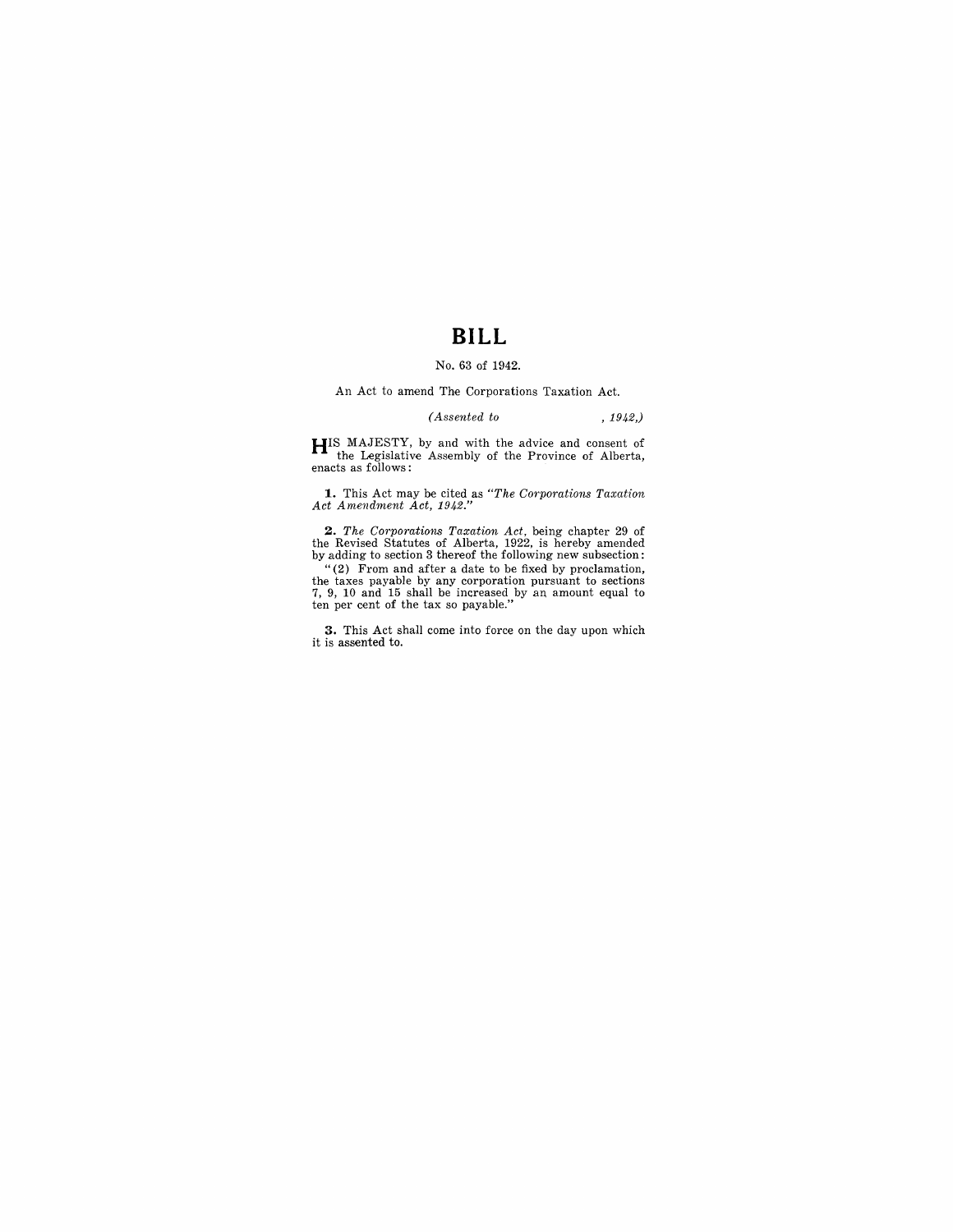# BILL

No. 63 of 1942.

An Act to amend The Corporations Taxation Act.

*(Assented to , 1942.)*

HIS MAJESTY, by and with the advice and consent of the Legislative Assembly of the Province of Alberta, enacts as follows:

**1.** This Act may be cited as *"The Corporations Taxation Act Amendment Act, 1942."*

**2.** *The Corporations Taxation Act*, being chapter 29 of the Revised Statutes of Alberta, 1922, is hereby amended by adding to section 3 thereof the following new subsection:

"(2) From and after a date to be fixed by proclamation, the taxes payable by any corporation pursuant to sections 7, 9, 10 and 15 shall be increased by an amount equal to ten per cent of the tax so payable."

**3.** This Act shall come into force on the day upon which it is assented to.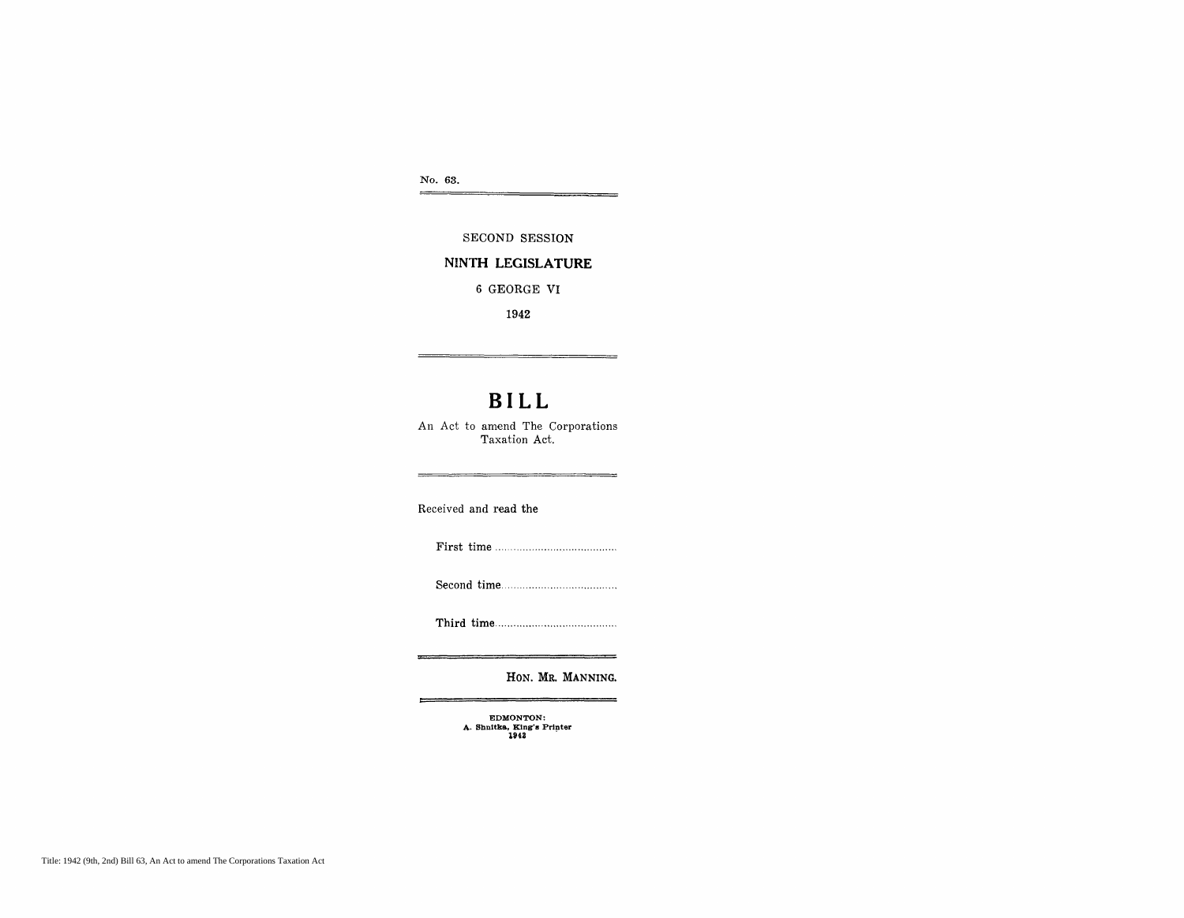No. 63.

SECOND SESSION

NINTH LEGISLATURE

6 GEORGE VI

1942

# BILL

An Act to amend The Corporations Taxation Act.

Received and read the

First time ........................................

Second time......................................

Third time........................................

HON. MR. MANNING.

EDMONTON:
A. Shnitka, King's Printer
1942

Title: 1942 (9th, 2nd) Bill 63, An Act to amend The Corporations Taxation Act